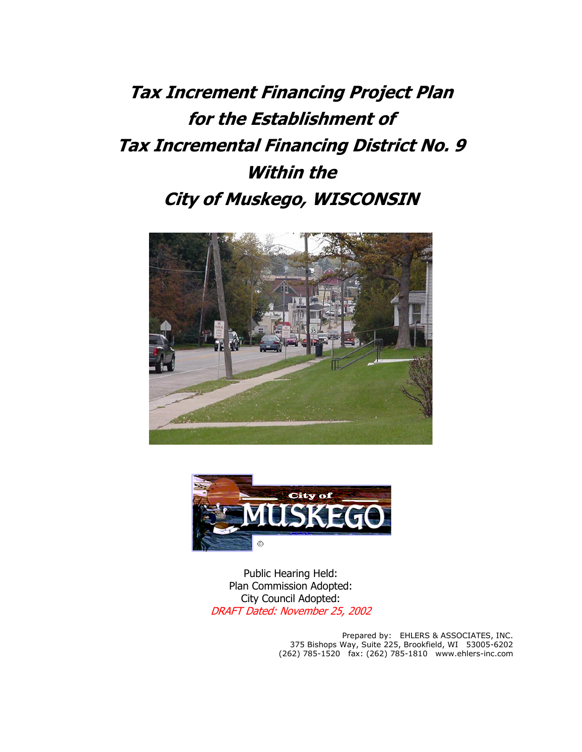# *Tax Increment Financing Project Plan for the Establishment of Tax Incremental Financing District No. 9 Within the City of Muskego, WISCONSIN*

Public Hearing Held:
Plan Commission Adopted:
City Council Adopted:
*DRAFT Dated: November 25, 2002*

Prepared by: EHLERS & ASSOCIATES, INC.
375 Bishops Way, Suite 225, Brookfield, WI 53005-6202
(262) 785-1520 fax: (262) 785-1810 www.ehlers-inc.com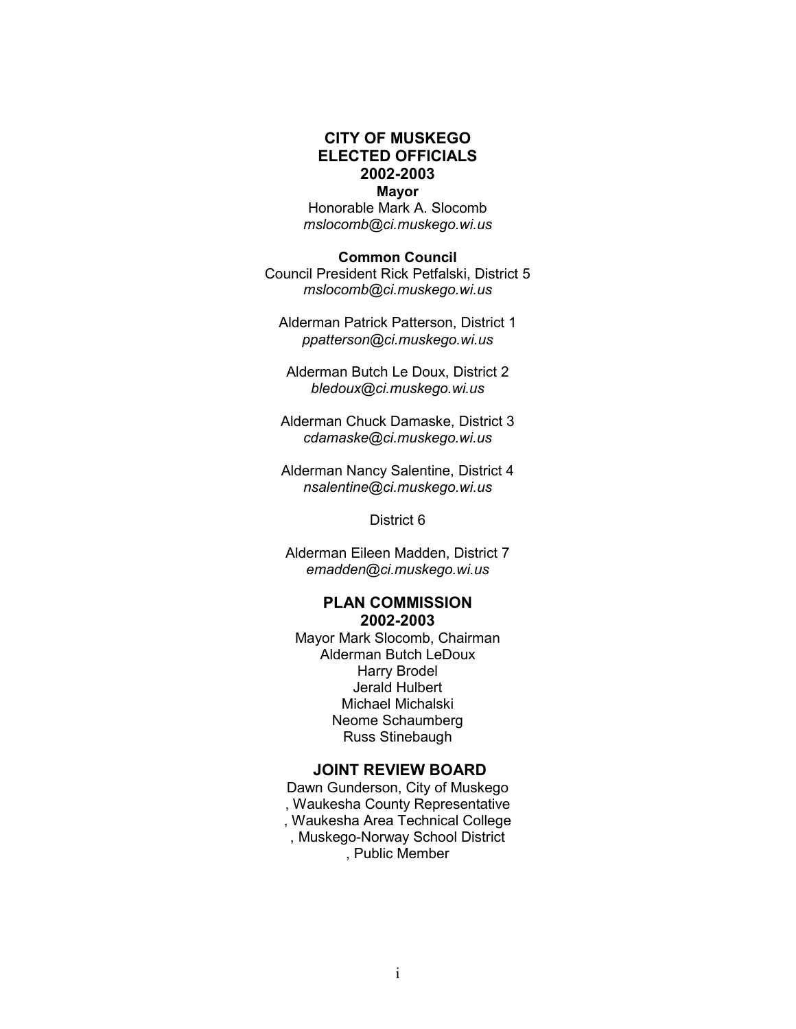# CITY OF MUSKEGO
# ELECTED OFFICIALS
# 2002-2003

**Mayor**

Honorable Mark A. Slocomb
*mslocomb@ci.muskego.wi.us*

**Common Council**

Council President Rick Petfalski, District 5
*mslocomb@ci.muskego.wi.us*

Alderman Patrick Patterson, District 1
*ppatterson@ci.muskego.wi.us*

Alderman Butch Le Doux, District 2
*bledoux@ci.muskego.wi.us*

Alderman Chuck Damaske, District 3
*cdamaske@ci.muskego.wi.us*

Alderman Nancy Salentine, District 4
*nsalentine@ci.muskego.wi.us*

District 6

Alderman Eileen Madden, District 7
*emadden@ci.muskego.wi.us*

## PLAN COMMISSION
## 2002-2003

Mayor Mark Slocomb, Chairman
Alderman Butch LeDoux
Harry Brodel
Jerald Hulbert
Michael Michalski
Neome Schaumberg
Russ Stinebaugh

## JOINT REVIEW BOARD

Dawn Gunderson, City of Muskego
, Waukesha County Representative
, Waukesha Area Technical College
, Muskego-Norway School District
, Public Member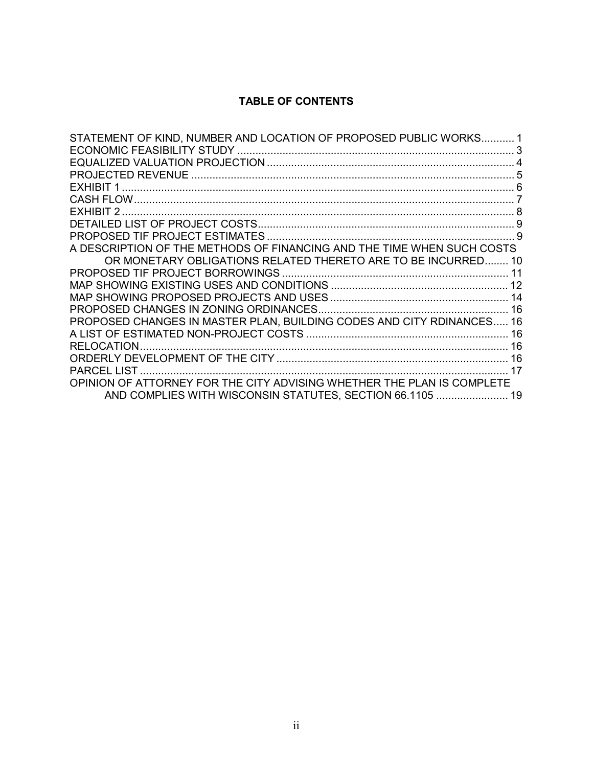# TABLE OF CONTENTS

STATEMENT OF KIND, NUMBER AND LOCATION OF PROPOSED PUBLIC WORKS........... 1
ECONOMIC FEASIBILITY STUDY ........................................................................................... 3
EQUALIZED VALUATION PROJECTION .................................................................................. 4
PROJECTED REVENUE ........................................................................................................... 5
EXHIBIT 1 .................................................................................................................................. 6
CASH FLOW ............................................................................................................................... 7
EXHIBIT 2 .................................................................................................................................. 8
DETAILED LIST OF PROJECT COSTS ..................................................................................... 9
PROPOSED TIF PROJECT ESTIMATES .................................................................................. 9
A DESCRIPTION OF THE METHODS OF FINANCING AND THE TIME WHEN SUCH COSTS OR MONETARY OBLIGATIONS RELATED THERETO ARE TO BE INCURRED........ 10
PROPOSED TIF PROJECT BORROWINGS ........................................................................... 11
MAP SHOWING EXISTING USES AND CONDITIONS ........................................................... 12
MAP SHOWING PROPOSED PROJECTS AND USES ........................................................... 14
PROPOSED CHANGES IN ZONING ORDINANCES ................................................................ 16
PROPOSED CHANGES IN MASTER PLAN, BUILDING CODES AND CITY RDINANCES..... 16
A LIST OF ESTIMATED NON-PROJECT COSTS ................................................................... 16
RELOCATION ........................................................................................................................... 16
ORDERLY DEVELOPMENT OF THE CITY ............................................................................. 16
PARCEL LIST ........................................................................................................................... 17
OPINION OF ATTORNEY FOR THE CITY ADVISING WHETHER THE PLAN IS COMPLETE AND COMPLIES WITH WISCONSIN STATUTES, SECTION 66.1105 ........................ 19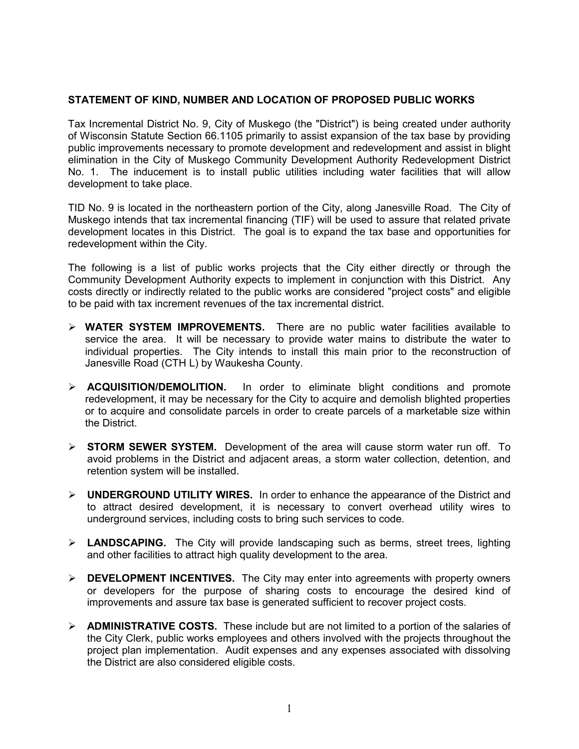## STATEMENT OF KIND, NUMBER AND LOCATION OF PROPOSED PUBLIC WORKS

Tax Incremental District No. 9, City of Muskego (the "District") is being created under authority of Wisconsin Statute Section 66.1105 primarily to assist expansion of the tax base by providing public improvements necessary to promote development and redevelopment and assist in blight elimination in the City of Muskego Community Development Authority Redevelopment District No. 1. The inducement is to install public utilities including water facilities that will allow development to take place.

TID No. 9 is located in the northeastern portion of the City, along Janesville Road. The City of Muskego intends that tax incremental financing (TIF) will be used to assure that related private development locates in this District. The goal is to expand the tax base and opportunities for redevelopment within the City.

The following is a list of public works projects that the City either directly or through the Community Development Authority expects to implement in conjunction with this District. Any costs directly or indirectly related to the public works are considered "project costs" and eligible to be paid with tax increment revenues of the tax incremental district.

- **WATER SYSTEM IMPROVEMENTS.** There are no public water facilities available to service the area. It will be necessary to provide water mains to distribute the water to individual properties. The City intends to install this main prior to the reconstruction of Janesville Road (CTH L) by Waukesha County.
- **ACQUISITION/DEMOLITION.** In order to eliminate blight conditions and promote redevelopment, it may be necessary for the City to acquire and demolish blighted properties or to acquire and consolidate parcels in order to create parcels of a marketable size within the District.
- **STORM SEWER SYSTEM.** Development of the area will cause storm water run off. To avoid problems in the District and adjacent areas, a storm water collection, detention, and retention system will be installed.
- **UNDERGROUND UTILITY WIRES.** In order to enhance the appearance of the District and to attract desired development, it is necessary to convert overhead utility wires to underground services, including costs to bring such services to code.
- **LANDSCAPING.** The City will provide landscaping such as berms, street trees, lighting and other facilities to attract high quality development to the area.
- **DEVELOPMENT INCENTIVES.** The City may enter into agreements with property owners or developers for the purpose of sharing costs to encourage the desired kind of improvements and assure tax base is generated sufficient to recover project costs.
- **ADMINISTRATIVE COSTS.** These include but are not limited to a portion of the salaries of the City Clerk, public works employees and others involved with the projects throughout the project plan implementation. Audit expenses and any expenses associated with dissolving the District are also considered eligible costs.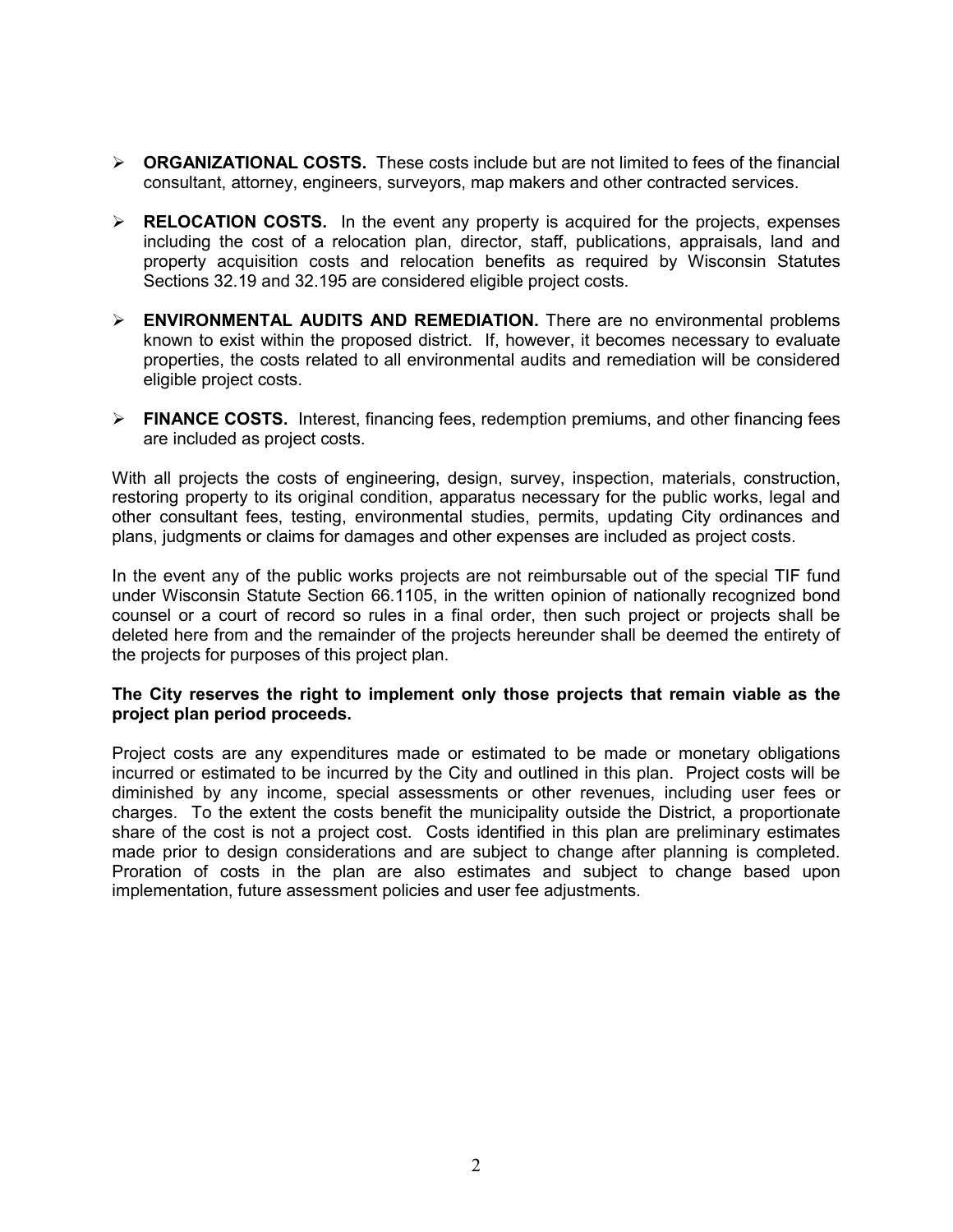- **ORGANIZATIONAL COSTS.** These costs include but are not limited to fees of the financial consultant, attorney, engineers, surveyors, map makers and other contracted services.

- **RELOCATION COSTS.** In the event any property is acquired for the projects, expenses including the cost of a relocation plan, director, staff, publications, appraisals, land and property acquisition costs and relocation benefits as required by Wisconsin Statutes Sections 32.19 and 32.195 are considered eligible project costs.

- **ENVIRONMENTAL AUDITS AND REMEDIATION.** There are no environmental problems known to exist within the proposed district. If, however, it becomes necessary to evaluate properties, the costs related to all environmental audits and remediation will be considered eligible project costs.

- **FINANCE COSTS.** Interest, financing fees, redemption premiums, and other financing fees are included as project costs.

With all projects the costs of engineering, design, survey, inspection, materials, construction, restoring property to its original condition, apparatus necessary for the public works, legal and other consultant fees, testing, environmental studies, permits, updating City ordinances and plans, judgments or claims for damages and other expenses are included as project costs.

In the event any of the public works projects are not reimbursable out of the special TIF fund under Wisconsin Statute Section 66.1105, in the written opinion of nationally recognized bond counsel or a court of record so rules in a final order, then such project or projects shall be deleted here from and the remainder of the projects hereunder shall be deemed the entirety of the projects for purposes of this project plan.

**The City reserves the right to implement only those projects that remain viable as the project plan period proceeds.**

Project costs are any expenditures made or estimated to be made or monetary obligations incurred or estimated to be incurred by the City and outlined in this plan. Project costs will be diminished by any income, special assessments or other revenues, including user fees or charges. To the extent the costs benefit the municipality outside the District, a proportionate share of the cost is not a project cost. Costs identified in this plan are preliminary estimates made prior to design considerations and are subject to change after planning is completed. Proration of costs in the plan are also estimates and subject to change based upon implementation, future assessment policies and user fee adjustments.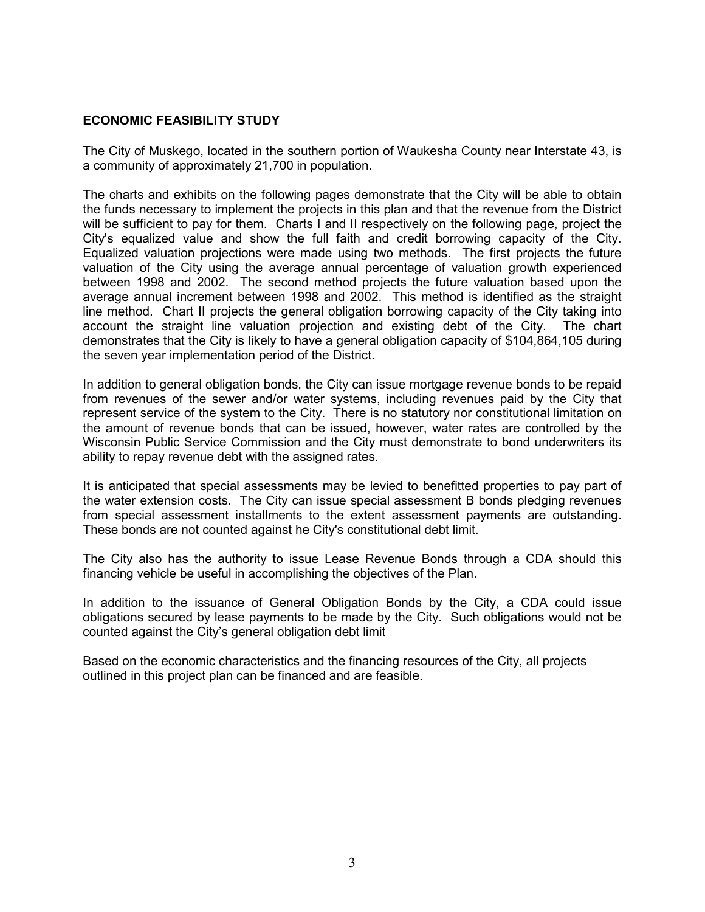**ECONOMIC FEASIBILITY STUDY**

The City of Muskego, located in the southern portion of Waukesha County near Interstate 43, is a community of approximately 21,700 in population.

The charts and exhibits on the following pages demonstrate that the City will be able to obtain the funds necessary to implement the projects in this plan and that the revenue from the District will be sufficient to pay for them. Charts I and II respectively on the following page, project the City's equalized value and show the full faith and credit borrowing capacity of the City. Equalized valuation projections were made using two methods. The first projects the future valuation of the City using the average annual percentage of valuation growth experienced between 1998 and 2002. The second method projects the future valuation based upon the average annual increment between 1998 and 2002. This method is identified as the straight line method. Chart II projects the general obligation borrowing capacity of the City taking into account the straight line valuation projection and existing debt of the City. The chart demonstrates that the City is likely to have a general obligation capacity of $104,864,105 during the seven year implementation period of the District.

In addition to general obligation bonds, the City can issue mortgage revenue bonds to be repaid from revenues of the sewer and/or water systems, including revenues paid by the City that represent service of the system to the City. There is no statutory nor constitutional limitation on the amount of revenue bonds that can be issued, however, water rates are controlled by the Wisconsin Public Service Commission and the City must demonstrate to bond underwriters its ability to repay revenue debt with the assigned rates.

It is anticipated that special assessments may be levied to benefitted properties to pay part of the water extension costs. The City can issue special assessment B bonds pledging revenues from special assessment installments to the extent assessment payments are outstanding. These bonds are not counted against he City's constitutional debt limit.

The City also has the authority to issue Lease Revenue Bonds through a CDA should this financing vehicle be useful in accomplishing the objectives of the Plan.

In addition to the issuance of General Obligation Bonds by the City, a CDA could issue obligations secured by lease payments to be made by the City. Such obligations would not be counted against the City's general obligation debt limit

Based on the economic characteristics and the financing resources of the City, all projects outlined in this project plan can be financed and are feasible.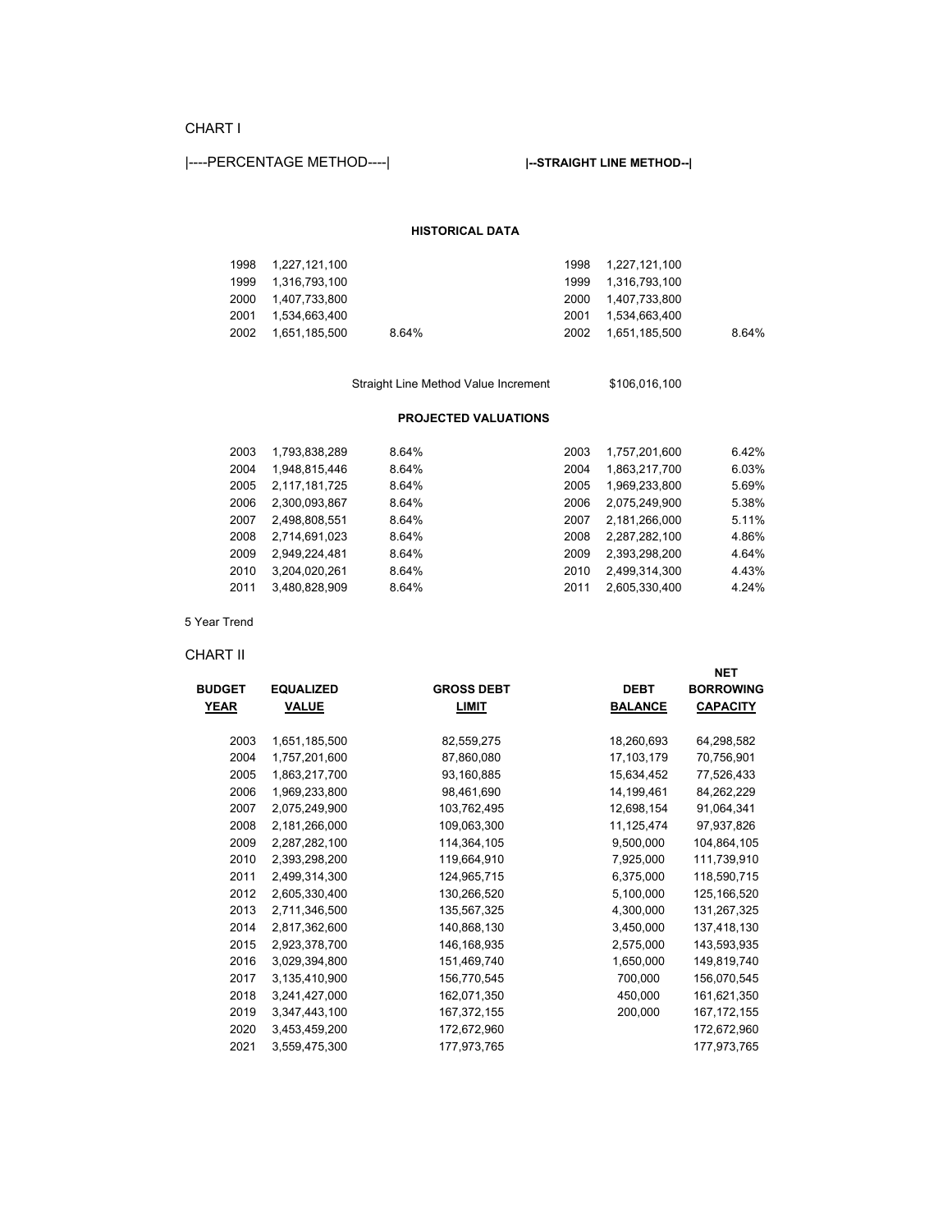CHART I

|----PERCENTAGE METHOD----| **|--STRAIGHT LINE METHOD--|**

**HISTORICAL DATA**

| | | | | | |
|---|---|---|---|---|---|
| 1998 | 1,227,121,100 | | 1998 | 1,227,121,100 | |
| 1999 | 1,316,793,100 | | 1999 | 1,316,793,100 | |
| 2000 | 1,407,733,800 | | 2000 | 1,407,733,800 | |
| 2001 | 1,534,663,400 | | 2001 | 1,534,663,400 | |
| 2002 | 1,651,185,500 | 8.64% | 2002 | 1,651,185,500 | 8.64% |

Straight Line Method Value Increment $106,016,100

**PROJECTED VALUATIONS**

| | | | | | |
|---|---|---|---|---|---|
| 2003 | 1,793,838,289 | 8.64% | 2003 | 1,757,201,600 | 6.42% |
| 2004 | 1,948,815,446 | 8.64% | 2004 | 1,863,217,700 | 6.03% |
| 2005 | 2,117,181,725 | 8.64% | 2005 | 1,969,233,800 | 5.69% |
| 2006 | 2,300,093,867 | 8.64% | 2006 | 2,075,249,900 | 5.38% |
| 2007 | 2,498,808,551 | 8.64% | 2007 | 2,181,266,000 | 5.11% |
| 2008 | 2,714,691,023 | 8.64% | 2008 | 2,287,282,100 | 4.86% |
| 2009 | 2,949,224,481 | 8.64% | 2009 | 2,393,298,200 | 4.64% |
| 2010 | 3,204,020,261 | 8.64% | 2010 | 2,499,314,300 | 4.43% |
| 2011 | 3,480,828,909 | 8.64% | 2011 | 2,605,330,400 | 4.24% |

5 Year Trend

CHART II

| **BUDGET YEAR** | **EQUALIZED VALUE** | **GROSS DEBT LIMIT** | **DEBT BALANCE** | **NET BORROWING CAPACITY** |
|---|---|---|---|---|
| 2003 | 1,651,185,500 | 82,559,275 | 18,260,693 | 64,298,582 |
| 2004 | 1,757,201,600 | 87,860,080 | 17,103,179 | 70,756,901 |
| 2005 | 1,863,217,700 | 93,160,885 | 15,634,452 | 77,526,433 |
| 2006 | 1,969,233,800 | 98,461,690 | 14,199,461 | 84,262,229 |
| 2007 | 2,075,249,900 | 103,762,495 | 12,698,154 | 91,064,341 |
| 2008 | 2,181,266,000 | 109,063,300 | 11,125,474 | 97,937,826 |
| 2009 | 2,287,282,100 | 114,364,105 | 9,500,000 | 104,864,105 |
| 2010 | 2,393,298,200 | 119,664,910 | 7,925,000 | 111,739,910 |
| 2011 | 2,499,314,300 | 124,965,715 | 6,375,000 | 118,590,715 |
| 2012 | 2,605,330,400 | 130,266,520 | 5,100,000 | 125,166,520 |
| 2013 | 2,711,346,500 | 135,567,325 | 4,300,000 | 131,267,325 |
| 2014 | 2,817,362,600 | 140,868,130 | 3,450,000 | 137,418,130 |
| 2015 | 2,923,378,700 | 146,168,935 | 2,575,000 | 143,593,935 |
| 2016 | 3,029,394,800 | 151,469,740 | 1,650,000 | 149,819,740 |
| 2017 | 3,135,410,900 | 156,770,545 | 700,000 | 156,070,545 |
| 2018 | 3,241,427,000 | 162,071,350 | 450,000 | 161,621,350 |
| 2019 | 3,347,443,100 | 167,372,155 | 200,000 | 167,172,155 |
| 2020 | 3,453,459,200 | 172,672,960 | | 172,672,960 |
| 2021 | 3,559,475,300 | 177,973,765 | | 177,973,765 |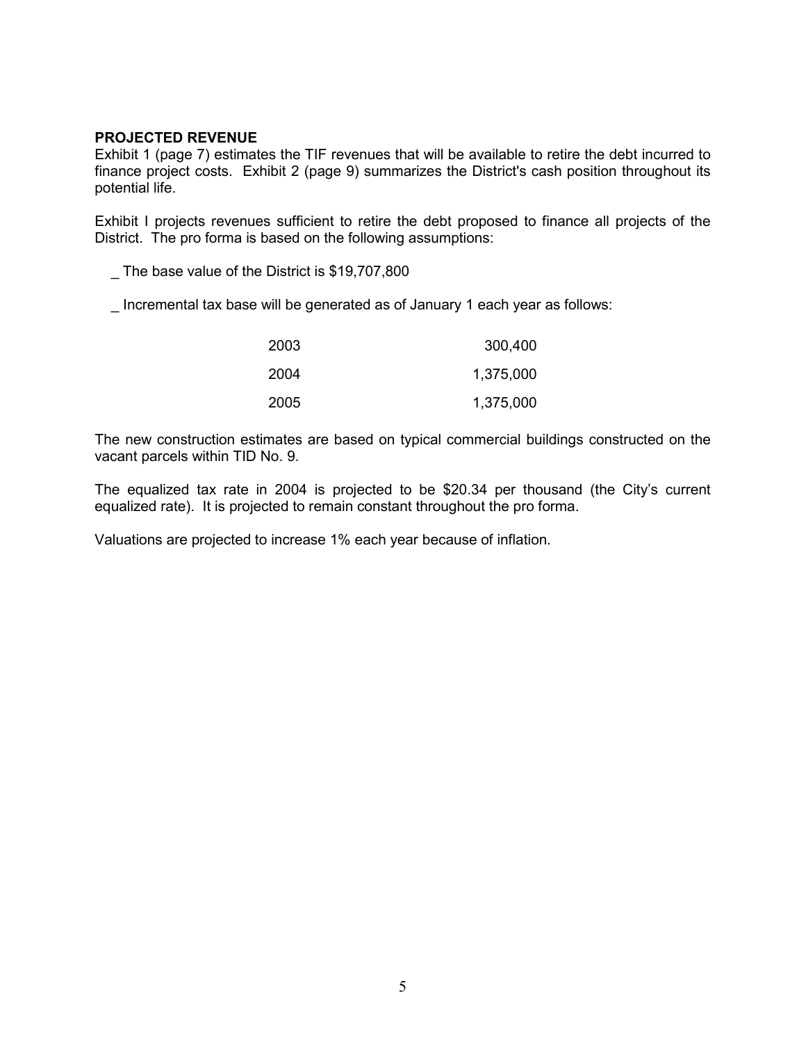**PROJECTED REVENUE**

Exhibit 1 (page 7) estimates the TIF revenues that will be available to retire the debt incurred to finance project costs. Exhibit 2 (page 9) summarizes the District's cash position throughout its potential life.

Exhibit I projects revenues sufficient to retire the debt proposed to finance all projects of the District. The pro forma is based on the following assumptions:

_ The base value of the District is $19,707,800

_ Incremental tax base will be generated as of January 1 each year as follows:

| | |
|---|---|
| 2003 | 300,400 |
| 2004 | 1,375,000 |
| 2005 | 1,375,000 |

The new construction estimates are based on typical commercial buildings constructed on the vacant parcels within TID No. 9.

The equalized tax rate in 2004 is projected to be $20.34 per thousand (the City's current equalized rate). It is projected to remain constant throughout the pro forma.

Valuations are projected to increase 1% each year because of inflation.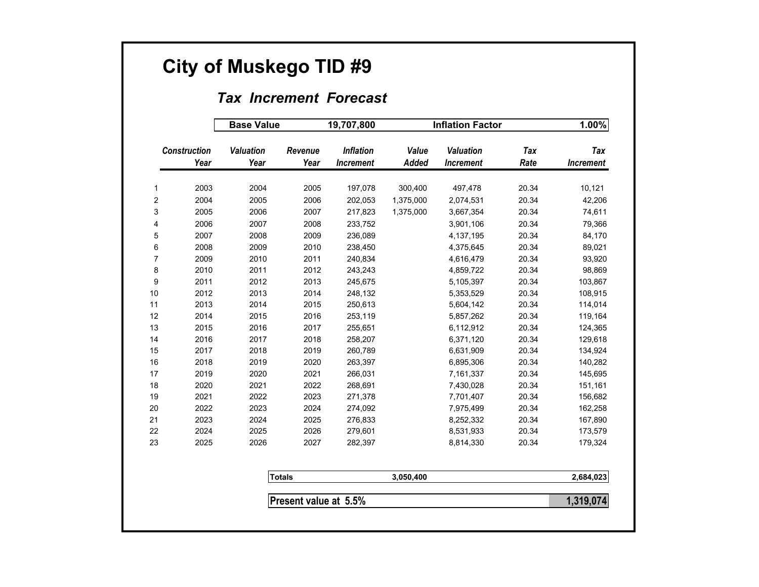# City of Muskego TID #9

## *Tax Increment Forecast*

| Base Value | 19,707,800 | Inflation Factor | 1.00% |
|---|---|---|---|

| | Construction Year | Valuation Year | Revenue Year | Inflation Increment | Value Added | Valuation Increment | Tax Rate | Tax Increment |
|---|---|---|---|---|---|---|---|---|
| 1 | 2003 | 2004 | 2005 | 197,078 | 300,400 | 497,478 | 20.34 | 10,121 |
| 2 | 2004 | 2005 | 2006 | 202,053 | 1,375,000 | 2,074,531 | 20.34 | 42,206 |
| 3 | 2005 | 2006 | 2007 | 217,823 | 1,375,000 | 3,667,354 | 20.34 | 74,611 |
| 4 | 2006 | 2007 | 2008 | 233,752 | | 3,901,106 | 20.34 | 79,366 |
| 5 | 2007 | 2008 | 2009 | 236,089 | | 4,137,195 | 20.34 | 84,170 |
| 6 | 2008 | 2009 | 2010 | 238,450 | | 4,375,645 | 20.34 | 89,021 |
| 7 | 2009 | 2010 | 2011 | 240,834 | | 4,616,479 | 20.34 | 93,920 |
| 8 | 2010 | 2011 | 2012 | 243,243 | | 4,859,722 | 20.34 | 98,869 |
| 9 | 2011 | 2012 | 2013 | 245,675 | | 5,105,397 | 20.34 | 103,867 |
| 10 | 2012 | 2013 | 2014 | 248,132 | | 5,353,529 | 20.34 | 108,915 |
| 11 | 2013 | 2014 | 2015 | 250,613 | | 5,604,142 | 20.34 | 114,014 |
| 12 | 2014 | 2015 | 2016 | 253,119 | | 5,857,262 | 20.34 | 119,164 |
| 13 | 2015 | 2016 | 2017 | 255,651 | | 6,112,912 | 20.34 | 124,365 |
| 14 | 2016 | 2017 | 2018 | 258,207 | | 6,371,120 | 20.34 | 129,618 |
| 15 | 2017 | 2018 | 2019 | 260,789 | | 6,631,909 | 20.34 | 134,924 |
| 16 | 2018 | 2019 | 2020 | 263,397 | | 6,895,306 | 20.34 | 140,282 |
| 17 | 2019 | 2020 | 2021 | 266,031 | | 7,161,337 | 20.34 | 145,695 |
| 18 | 2020 | 2021 | 2022 | 268,691 | | 7,430,028 | 20.34 | 151,161 |
| 19 | 2021 | 2022 | 2023 | 271,378 | | 7,701,407 | 20.34 | 156,682 |
| 20 | 2022 | 2023 | 2024 | 274,092 | | 7,975,499 | 20.34 | 162,258 |
| 21 | 2023 | 2024 | 2025 | 276,833 | | 8,252,332 | 20.34 | 167,890 |
| 22 | 2024 | 2025 | 2026 | 279,601 | | 8,531,933 | 20.34 | 173,579 |
| 23 | 2025 | 2026 | 2027 | 282,397 | | 8,814,330 | 20.34 | 179,324 |
| | | | **Totals** | | **3,050,400** | | | **2,684,023** |

| | |
|---|---|
| **Present value at 5.5%** | **1,319,074** |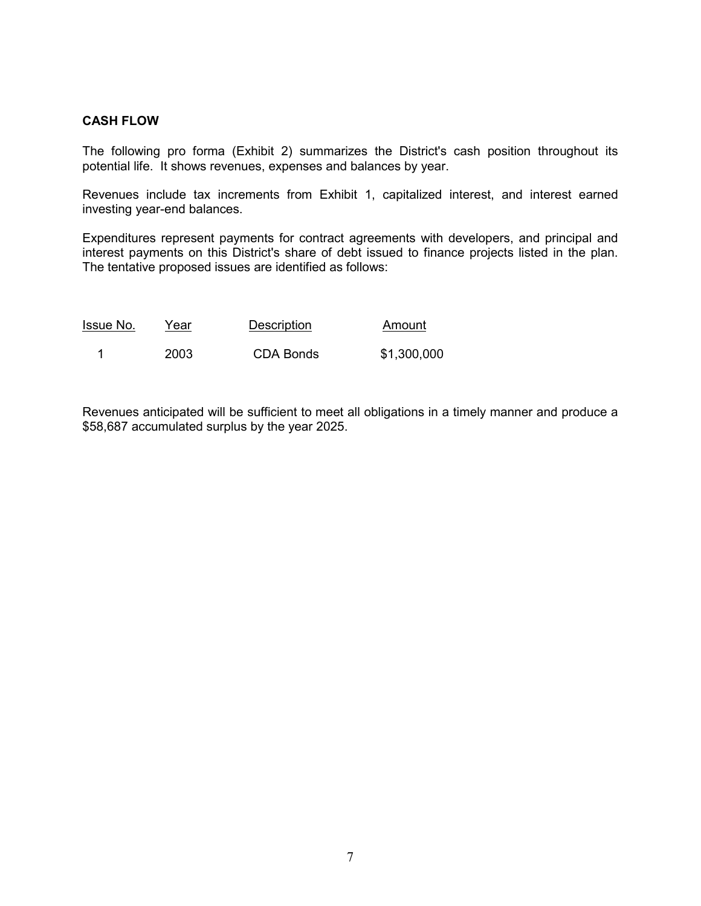### CASH FLOW

The following pro forma (Exhibit 2) summarizes the District's cash position throughout its potential life. It shows revenues, expenses and balances by year.

Revenues include tax increments from Exhibit 1, capitalized interest, and interest earned investing year-end balances.

Expenditures represent payments for contract agreements with developers, and principal and interest payments on this District's share of debt issued to finance projects listed in the plan. The tentative proposed issues are identified as follows:

| Issue No. | Year | Description | Amount |
|---|---|---|---|
| 1 | 2003 | CDA Bonds | $1,300,000 |

Revenues anticipated will be sufficient to meet all obligations in a timely manner and produce a $58,687 accumulated surplus by the year 2025.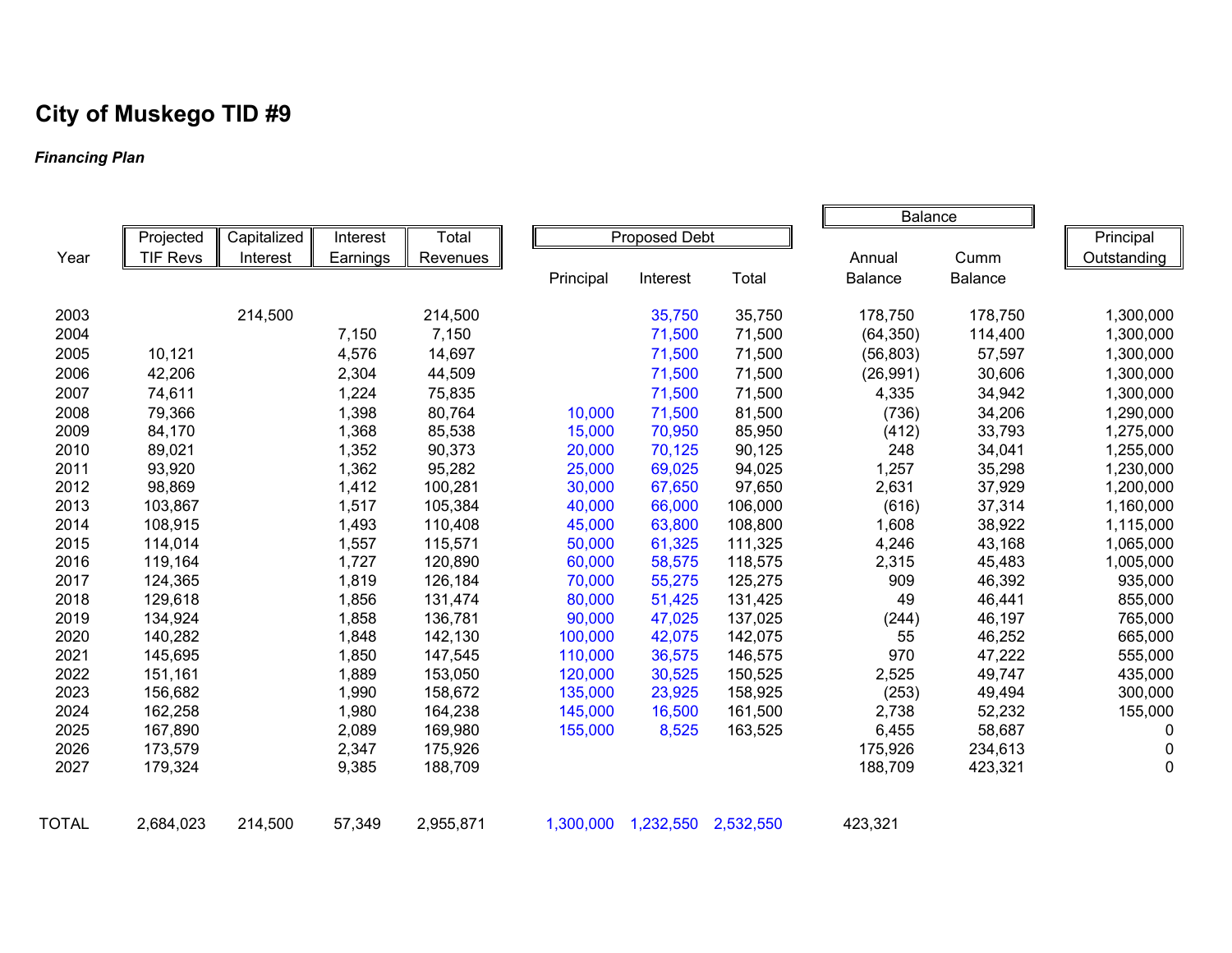# City of Muskego TID #9

***Financing Plan***

| Year | Projected TIF Revs | Capitalized Interest | Interest Earnings | Total Revenues | Proposed Debt | | | Balence | | Principal Outstanding |
|---|---|---|---|---|---|---|---|---|---|---|
| | | | | | Principal | Interest | Total | Annual Balance | Cumm Balance | |
| 2003 | | 214,500 | | 214,500 | | 35,750 | 35,750 | 178,750 | 178,750 | 1,300,000 |
| 2004 | | | 7,150 | 7,150 | | 71,500 | 71,500 | (64,350) | 114,400 | 1,300,000 |
| 2005 | 10,121 | | 4,576 | 14,697 | | 71,500 | 71,500 | (56,803) | 57,597 | 1,300,000 |
| 2006 | 42,206 | | 2,304 | 44,509 | | 71,500 | 71,500 | (26,991) | 30,606 | 1,300,000 |
| 2007 | 74,611 | | 1,224 | 75,835 | | 71,500 | 71,500 | 4,335 | 34,942 | 1,300,000 |
| 2008 | 79,366 | | 1,398 | 80,764 | 10,000 | 71,500 | 81,500 | (736) | 34,206 | 1,290,000 |
| 2009 | 84,170 | | 1,368 | 85,538 | 15,000 | 70,950 | 85,950 | (412) | 33,793 | 1,275,000 |
| 2010 | 89,021 | | 1,352 | 90,373 | 20,000 | 70,125 | 90,125 | 248 | 34,041 | 1,255,000 |
| 2011 | 93,920 | | 1,362 | 95,282 | 25,000 | 69,025 | 94,025 | 1,257 | 35,298 | 1,230,000 |
| 2012 | 98,869 | | 1,412 | 100,281 | 30,000 | 67,650 | 97,650 | 2,631 | 37,929 | 1,200,000 |
| 2013 | 103,867 | | 1,517 | 105,384 | 40,000 | 66,000 | 106,000 | (616) | 37,314 | 1,160,000 |
| 2014 | 108,915 | | 1,493 | 110,408 | 45,000 | 63,800 | 108,800 | 1,608 | 38,922 | 1,115,000 |
| 2015 | 114,014 | | 1,557 | 115,571 | 50,000 | 61,325 | 111,325 | 4,246 | 43,168 | 1,065,000 |
| 2016 | 119,164 | | 1,727 | 120,890 | 60,000 | 58,575 | 118,575 | 2,315 | 45,483 | 1,005,000 |
| 2017 | 124,365 | | 1,819 | 126,184 | 70,000 | 55,275 | 125,275 | 909 | 46,392 | 935,000 |
| 2018 | 129,618 | | 1,856 | 131,474 | 80,000 | 51,425 | 131,425 | 49 | 46,441 | 855,000 |
| 2019 | 134,924 | | 1,858 | 136,781 | 90,000 | 47,025 | 137,025 | (244) | 46,197 | 765,000 |
| 2020 | 140,282 | | 1,848 | 142,130 | 100,000 | 42,075 | 142,075 | 55 | 46,252 | 665,000 |
| 2021 | 145,695 | | 1,850 | 147,545 | 110,000 | 36,575 | 146,575 | 970 | 47,222 | 555,000 |
| 2022 | 151,161 | | 1,889 | 153,050 | 120,000 | 30,525 | 150,525 | 2,525 | 49,747 | 435,000 |
| 2023 | 156,682 | | 1,990 | 158,672 | 135,000 | 23,925 | 158,925 | (253) | 49,494 | 300,000 |
| 2024 | 162,258 | | 1,980 | 164,238 | 145,000 | 16,500 | 161,500 | 2,738 | 52,232 | 155,000 |
| 2025 | 167,890 | | 2,089 | 169,980 | 155,000 | 8,525 | 163,525 | 6,455 | 58,687 | 0 |
| 2026 | 173,579 | | 2,347 | 175,926 | | | | 175,926 | 234,613 | 0 |
| 2027 | 179,324 | | 9,385 | 188,709 | | | | 188,709 | 423,321 | 0 |
| TOTAL | 2,684,023 | 214,500 | 57,349 | 2,955,871 | 1,300,000 | 1,232,550 | 2,532,550 | 423,321 | | |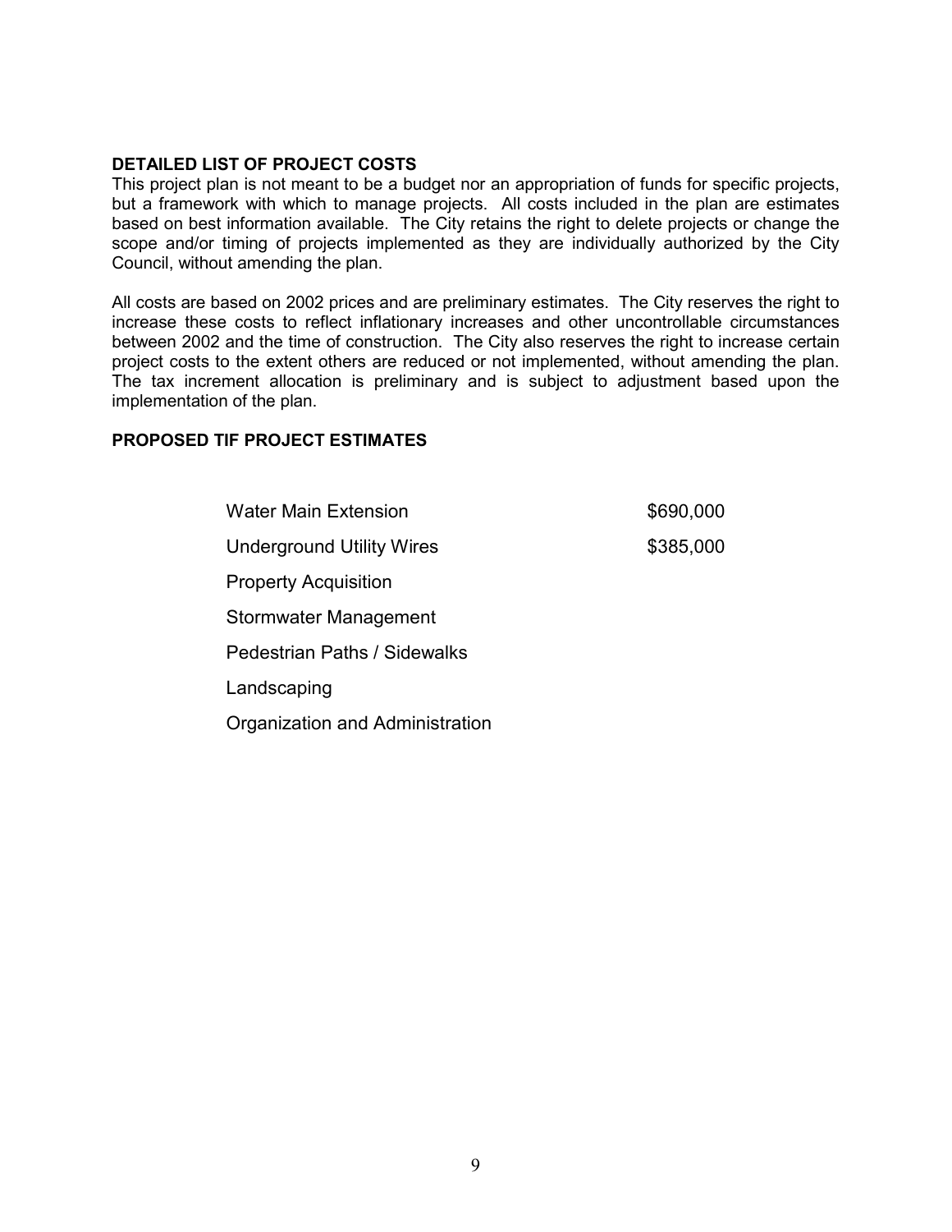## DETAILED LIST OF PROJECT COSTS

This project plan is not meant to be a budget nor an appropriation of funds for specific projects, but a framework with which to manage projects. All costs included in the plan are estimates based on best information available. The City retains the right to delete projects or change the scope and/or timing of projects implemented as they are individually authorized by the City Council, without amending the plan.

All costs are based on 2002 prices and are preliminary estimates. The City reserves the right to increase these costs to reflect inflationary increases and other uncontrollable circumstances between 2002 and the time of construction. The City also reserves the right to increase certain project costs to the extent others are reduced or not implemented, without amending the plan. The tax increment allocation is preliminary and is subject to adjustment based upon the implementation of the plan.

## PROPOSED TIF PROJECT ESTIMATES

| | |
|---|---|
| Water Main Extension | $690,000 |
| Underground Utility Wires | $385,000 |
| Property Acquisition | |
| Stormwater Management | |
| Pedestrian Paths / Sidewalks | |
| Landscaping | |
| Organization and Administration | |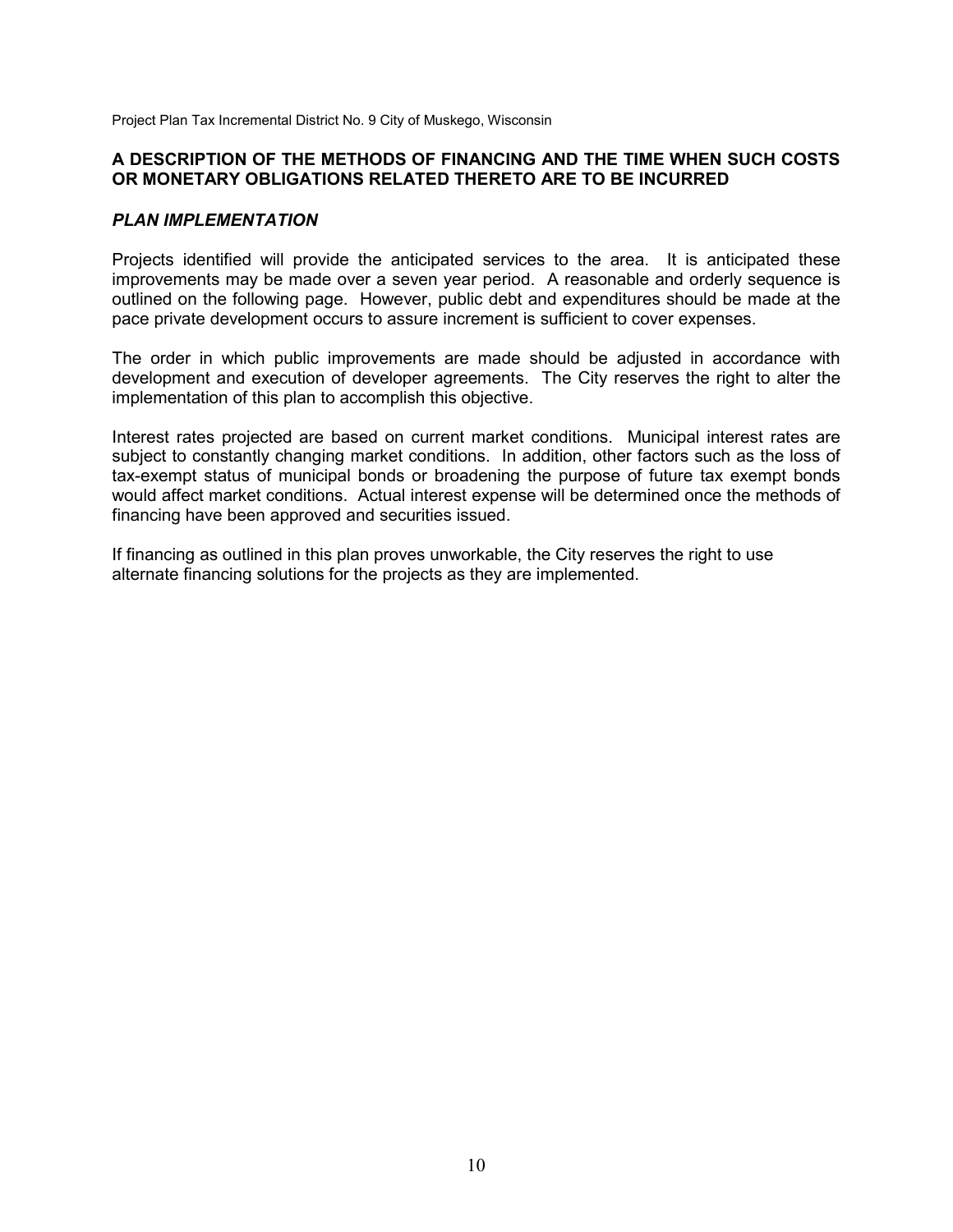## A DESCRIPTION OF THE METHODS OF FINANCING AND THE TIME WHEN SUCH COSTS OR MONETARY OBLIGATIONS RELATED THERETO ARE TO BE INCURRED

### *PLAN IMPLEMENTATION*

Projects identified will provide the anticipated services to the area. It is anticipated these improvements may be made over a seven year period. A reasonable and orderly sequence is outlined on the following page. However, public debt and expenditures should be made at the pace private development occurs to assure increment is sufficient to cover expenses.

The order in which public improvements are made should be adjusted in accordance with development and execution of developer agreements. The City reserves the right to alter the implementation of this plan to accomplish this objective.

Interest rates projected are based on current market conditions. Municipal interest rates are subject to constantly changing market conditions. In addition, other factors such as the loss of tax-exempt status of municipal bonds or broadening the purpose of future tax exempt bonds would affect market conditions. Actual interest expense will be determined once the methods of financing have been approved and securities issued.

If financing as outlined in this plan proves unworkable, the City reserves the right to use alternate financing solutions for the projects as they are implemented.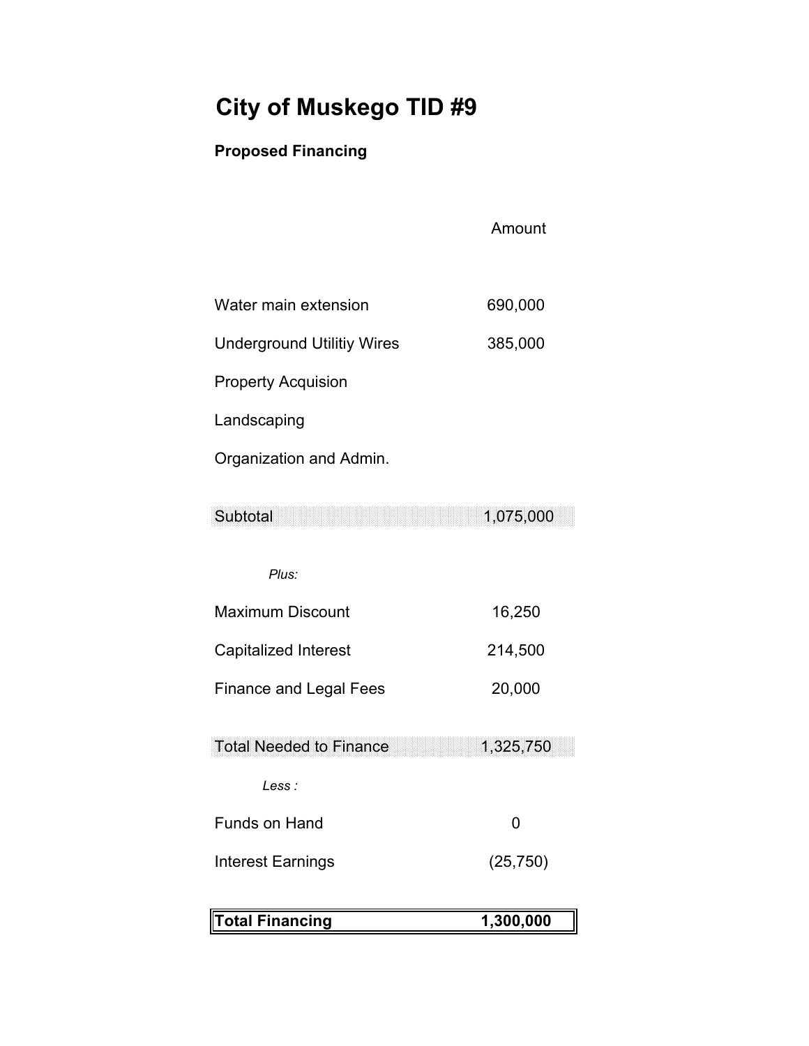# City of Muskego TID #9

**Proposed Financing**

| | Amount |
|---|---|
| Water main extension | 690,000 |
| Underground Utilitiy Wires | 385,000 |
| Property Acquision | |
| Landscaping | |
| Organization and Admin. | |
| Subtotal | 1,075,000 |
| *Plus:* | |
| Maximum Discount | 16,250 |
| Capitalized Interest | 214,500 |
| Finance and Legal Fees | 20,000 |
| Total Needed to Finance | 1,325,750 |
| *Less :* | |
| Funds on Hand | 0 |
| Interest Earnings | (25,750) |
| **Total Financing** | **1,300,000** |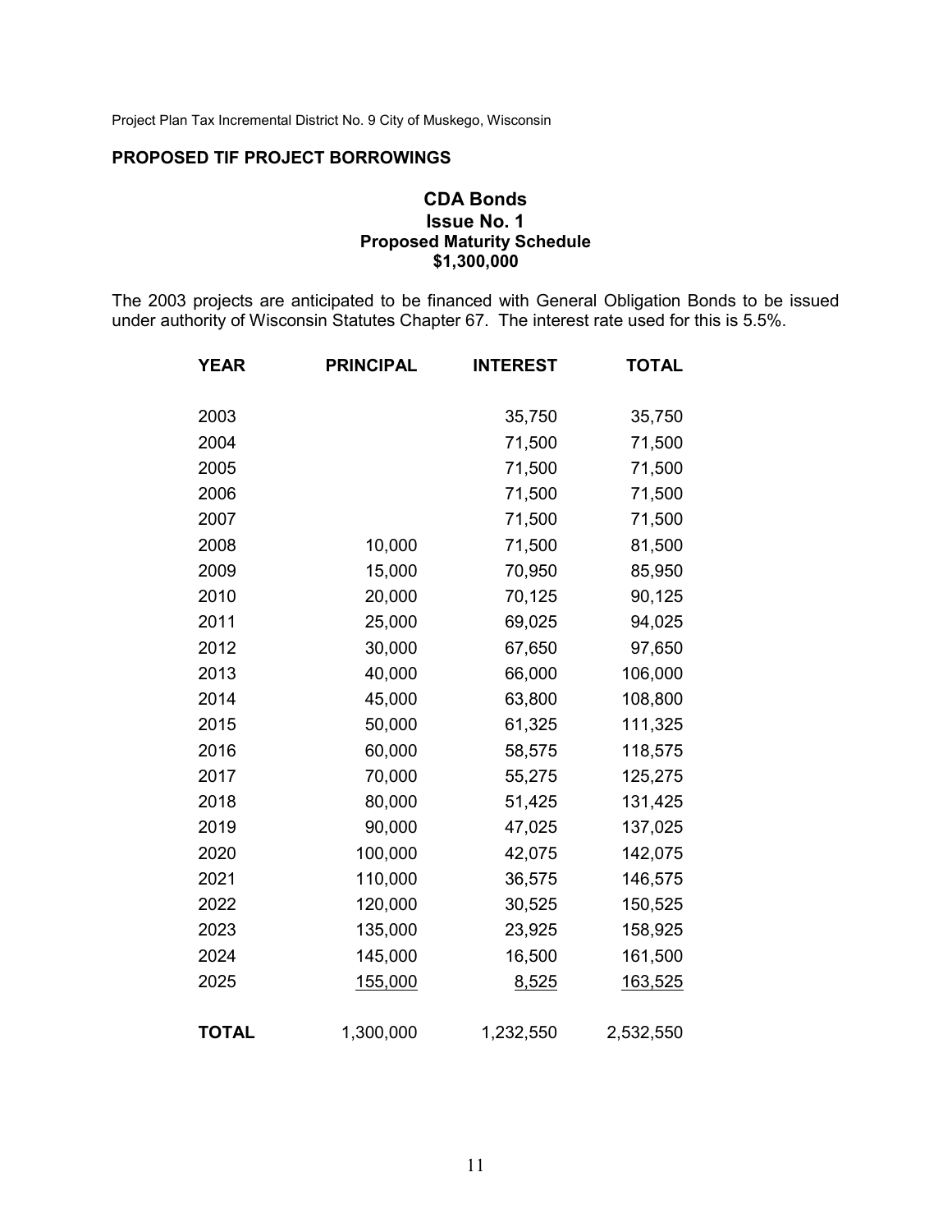**PROPOSED TIF PROJECT BORROWINGS**

## CDA Bonds
### Issue No. 1
### Proposed Maturity Schedule
### $1,300,000

The 2003 projects are anticipated to be financed with General Obligation Bonds to be issued under authority of Wisconsin Statutes Chapter 67. The interest rate used for this is 5.5%.

| YEAR | PRINCIPAL | INTEREST | TOTAL |
|---|---|---|---|
| 2003 | | 35,750 | 35,750 |
| 2004 | | 71,500 | 71,500 |
| 2005 | | 71,500 | 71,500 |
| 2006 | | 71,500 | 71,500 |
| 2007 | | 71,500 | 71,500 |
| 2008 | 10,000 | 71,500 | 81,500 |
| 2009 | 15,000 | 70,950 | 85,950 |
| 2010 | 20,000 | 70,125 | 90,125 |
| 2011 | 25,000 | 69,025 | 94,025 |
| 2012 | 30,000 | 67,650 | 97,650 |
| 2013 | 40,000 | 66,000 | 106,000 |
| 2014 | 45,000 | 63,800 | 108,800 |
| 2015 | 50,000 | 61,325 | 111,325 |
| 2016 | 60,000 | 58,575 | 118,575 |
| 2017 | 70,000 | 55,275 | 125,275 |
| 2018 | 80,000 | 51,425 | 131,425 |
| 2019 | 90,000 | 47,025 | 137,025 |
| 2020 | 100,000 | 42,075 | 142,075 |
| 2021 | 110,000 | 36,575 | 146,575 |
| 2022 | 120,000 | 30,525 | 150,525 |
| 2023 | 135,000 | 23,925 | 158,925 |
| 2024 | 145,000 | 16,500 | 161,500 |
| 2025 | 155,000 | 8,525 | 163,525 |
| **TOTAL** | 1,300,000 | 1,232,550 | 2,532,550 |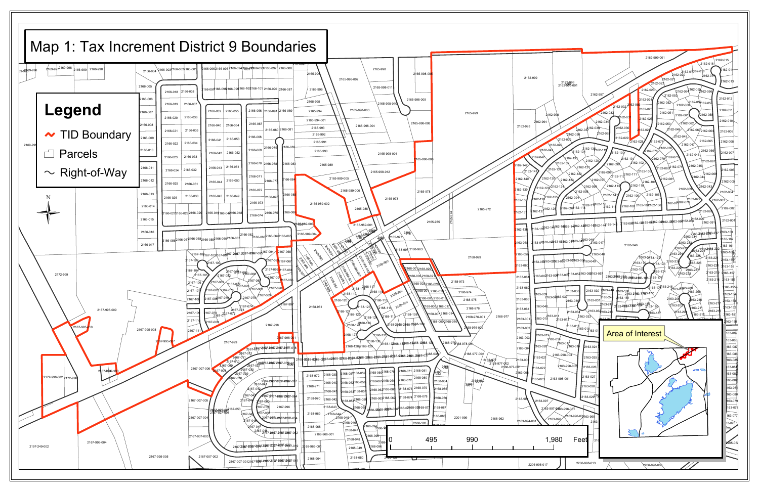# Map 1: Tax Increment District 9 Boundaries

**Legend**

TID Boundary

Parcels

Right-of-Way

N

0 495 990 1,980 Feet

Area of Interest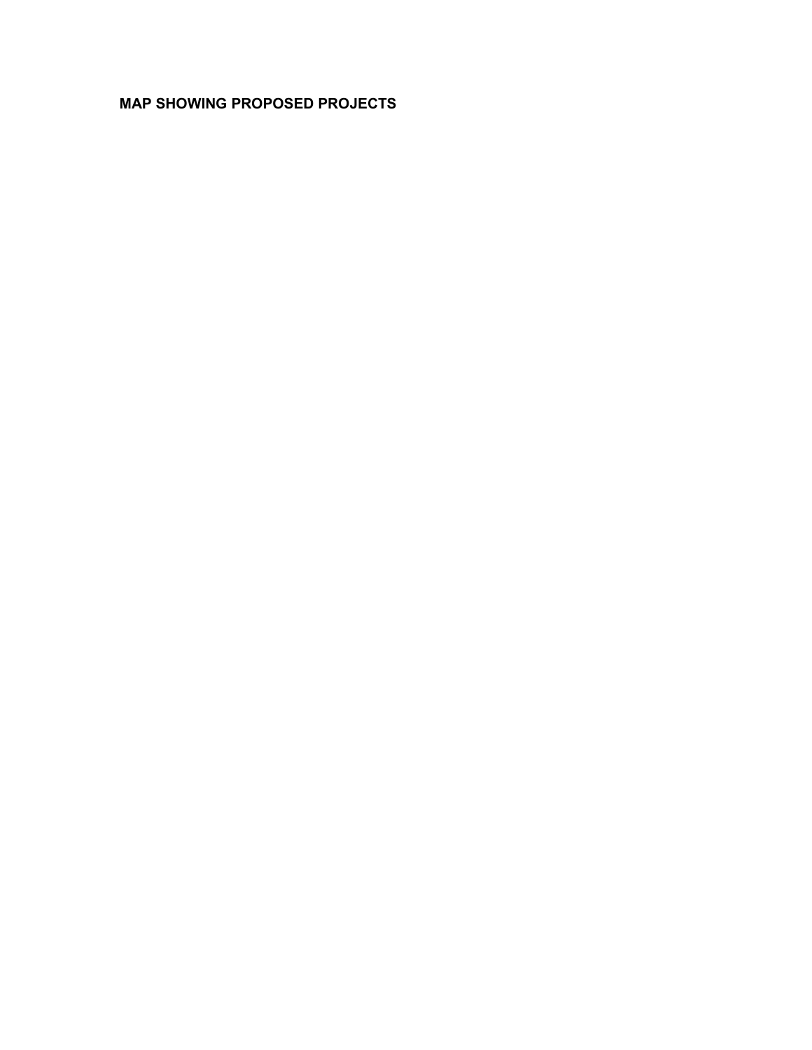**MAP SHOWING PROPOSED PROJECTS**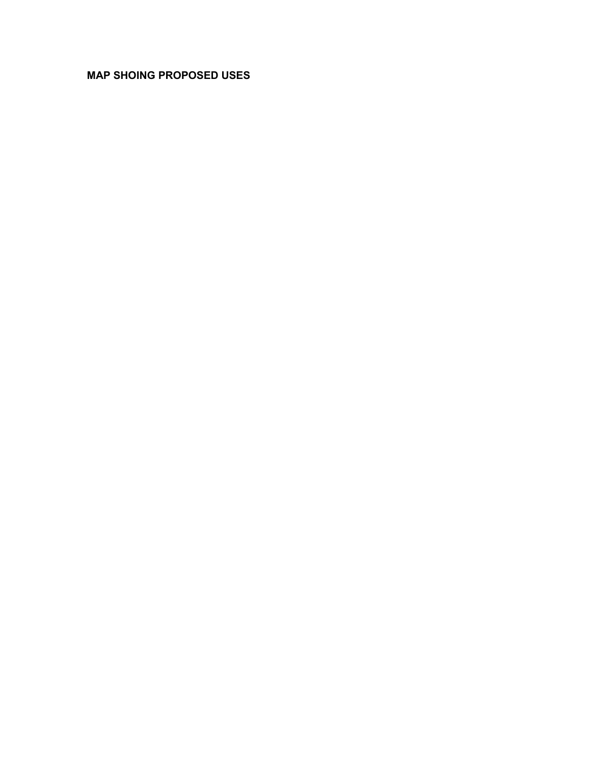**MAP SHOING PROPOSED USES**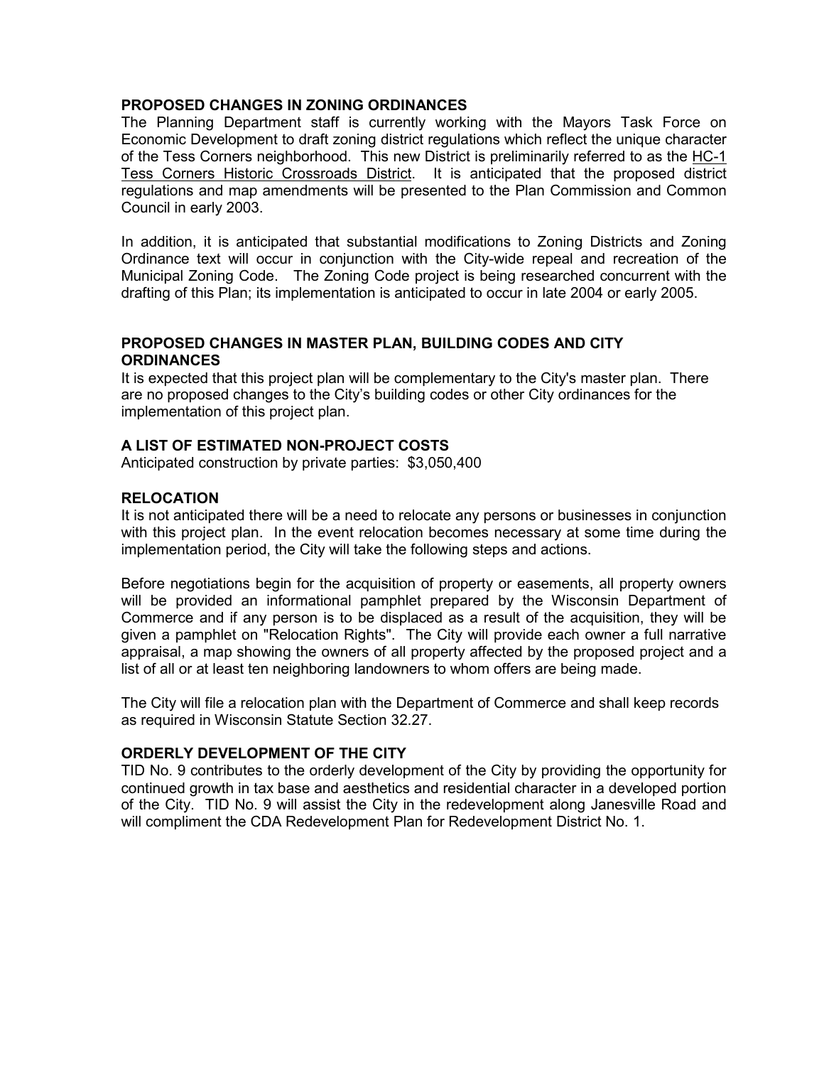## PROPOSED CHANGES IN ZONING ORDINANCES

The Planning Department staff is currently working with the Mayors Task Force on Economic Development to draft zoning district regulations which reflect the unique character of the Tess Corners neighborhood. This new District is preliminarily referred to as the <u>HC-1 Tess Corners Historic Crossroads District</u>. It is anticipated that the proposed district regulations and map amendments will be presented to the Plan Commission and Common Council in early 2003.

In addition, it is anticipated that substantial modifications to Zoning Districts and Zoning Ordinance text will occur in conjunction with the City-wide repeal and recreation of the Municipal Zoning Code. The Zoning Code project is being researched concurrent with the drafting of this Plan; its implementation is anticipated to occur in late 2004 or early 2005.

## PROPOSED CHANGES IN MASTER PLAN, BUILDING CODES AND CITY ORDINANCES

It is expected that this project plan will be complementary to the City's master plan. There are no proposed changes to the City's building codes or other City ordinances for the implementation of this project plan.

## A LIST OF ESTIMATED NON-PROJECT COSTS

Anticipated construction by private parties: $3,050,400

## RELOCATION

It is not anticipated there will be a need to relocate any persons or businesses in conjunction with this project plan. In the event relocation becomes necessary at some time during the implementation period, the City will take the following steps and actions.

Before negotiations begin for the acquisition of property or easements, all property owners will be provided an informational pamphlet prepared by the Wisconsin Department of Commerce and if any person is to be displaced as a result of the acquisition, they will be given a pamphlet on "Relocation Rights". The City will provide each owner a full narrative appraisal, a map showing the owners of all property affected by the proposed project and a list of all or at least ten neighboring landowners to whom offers are being made.

The City will file a relocation plan with the Department of Commerce and shall keep records as required in Wisconsin Statute Section 32.27.

## ORDERLY DEVELOPMENT OF THE CITY

TID No. 9 contributes to the orderly development of the City by providing the opportunity for continued growth in tax base and aesthetics and residential character in a developed portion of the City. TID No. 9 will assist the City in the redevelopment along Janesville Road and will compliment the CDA Redevelopment Plan for Redevelopment District No. 1.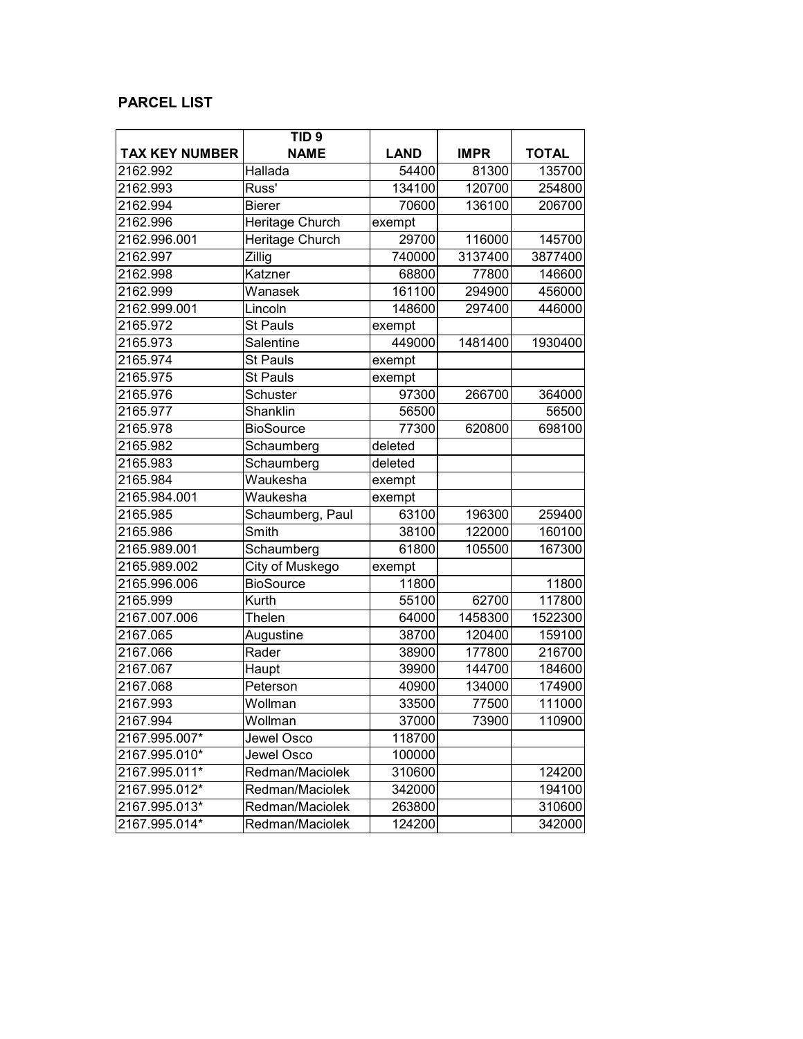**PARCEL LIST**

| TAX KEY NUMBER | TID 9<br>NAME | LAND | IMPR | TOTAL |
|---|---|---|---|---|
| 2162.992 | Hallada | 54400 | 81300 | 135700 |
| 2162.993 | Russ' | 134100 | 120700 | 254800 |
| 2162.994 | Bierer | 70600 | 136100 | 206700 |
| 2162.996 | Heritage Church | exempt | | |
| 2162.996.001 | Heritage Church | 29700 | 116000 | 145700 |
| 2162.997 | Zillig | 740000 | 3137400 | 3877400 |
| 2162.998 | Katzner | 68800 | 77800 | 146600 |
| 2162.999 | Wanasek | 161100 | 294900 | 456000 |
| 2162.999.001 | Lincoln | 148600 | 297400 | 446000 |
| 2165.972 | St Pauls | exempt | | |
| 2165.973 | Salentine | 449000 | 1481400 | 1930400 |
| 2165.974 | St Pauls | exempt | | |
| 2165.975 | St Pauls | exempt | | |
| 2165.976 | Schuster | 97300 | 266700 | 364000 |
| 2165.977 | Shanklin | 56500 | | 56500 |
| 2165.978 | BioSource | 77300 | 620800 | 698100 |
| 2165.982 | Schaumberg | deleted | | |
| 2165.983 | Schaumberg | deleted | | |
| 2165.984 | Waukesha | exempt | | |
| 2165.984.001 | Waukesha | exempt | | |
| 2165.985 | Schaumberg, Paul | 63100 | 196300 | 259400 |
| 2165.986 | Smith | 38100 | 122000 | 160100 |
| 2165.989.001 | Schaumberg | 61800 | 105500 | 167300 |
| 2165.989.002 | City of Muskego | exempt | | |
| 2165.996.006 | BioSource | 11800 | | 11800 |
| 2165.999 | Kurth | 55100 | 62700 | 117800 |
| 2167.007.006 | Thelen | 64000 | 1458300 | 1522300 |
| 2167.065 | Augustine | 38700 | 120400 | 159100 |
| 2167.066 | Rader | 38900 | 177800 | 216700 |
| 2167.067 | Haupt | 39900 | 144700 | 184600 |
| 2167.068 | Peterson | 40900 | 134000 | 174900 |
| 2167.993 | Wollman | 33500 | 77500 | 111000 |
| 2167.994 | Wollman | 37000 | 73900 | 110900 |
| 2167.995.007* | Jewel Osco | 118700 | | |
| 2167.995.010* | Jewel Osco | 100000 | | |
| 2167.995.011* | Redman/Maciolek | 310600 | | 124200 |
| 2167.995.012* | Redman/Maciolek | 342000 | | 194100 |
| 2167.995.013* | Redman/Maciolek | 263800 | | 310600 |
| 2167.995.014* | Redman/Maciolek | 124200 | | 342000 |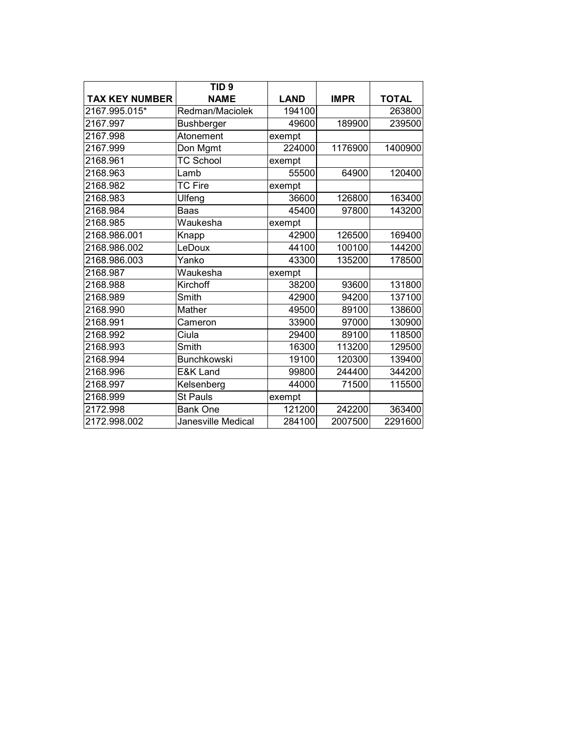| TAX KEY NUMBER | TID 9 NAME | LAND | IMPR | TOTAL |
|---|---|---|---|---|
| 2167.995.015* | Redman/Maciolek | 194100 | | 263800 |
| 2167.997 | Bushberger | 49600 | 189900 | 239500 |
| 2167.998 | Atonement | exempt | | |
| 2167.999 | Don Mgmt | 224000 | 1176900 | 1400900 |
| 2168.961 | TC School | exempt | | |
| 2168.963 | Lamb | 55500 | 64900 | 120400 |
| 2168.982 | TC Fire | exempt | | |
| 2168.983 | Ulfeng | 36600 | 126800 | 163400 |
| 2168.984 | Baas | 45400 | 97800 | 143200 |
| 2168.985 | Waukesha | exempt | | |
| 2168.986.001 | Knapp | 42900 | 126500 | 169400 |
| 2168.986.002 | LeDoux | 44100 | 100100 | 144200 |
| 2168.986.003 | Yanko | 43300 | 135200 | 178500 |
| 2168.987 | Waukesha | exempt | | |
| 2168.988 | Kirchoff | 38200 | 93600 | 131800 |
| 2168.989 | Smith | 42900 | 94200 | 137100 |
| 2168.990 | Mather | 49500 | 89100 | 138600 |
| 2168.991 | Cameron | 33900 | 97000 | 130900 |
| 2168.992 | Ciula | 29400 | 89100 | 118500 |
| 2168.993 | Smith | 16300 | 113200 | 129500 |
| 2168.994 | Bunchkowski | 19100 | 120300 | 139400 |
| 2168.996 | E&K Land | 99800 | 244400 | 344200 |
| 2168.997 | Kelsenberg | 44000 | 71500 | 115500 |
| 2168.999 | St Pauls | exempt | | |
| 2172.998 | Bank One | 121200 | 242200 | 363400 |
| 2172.998.002 | Janesville Medical | 284100 | 2007500 | 2291600 |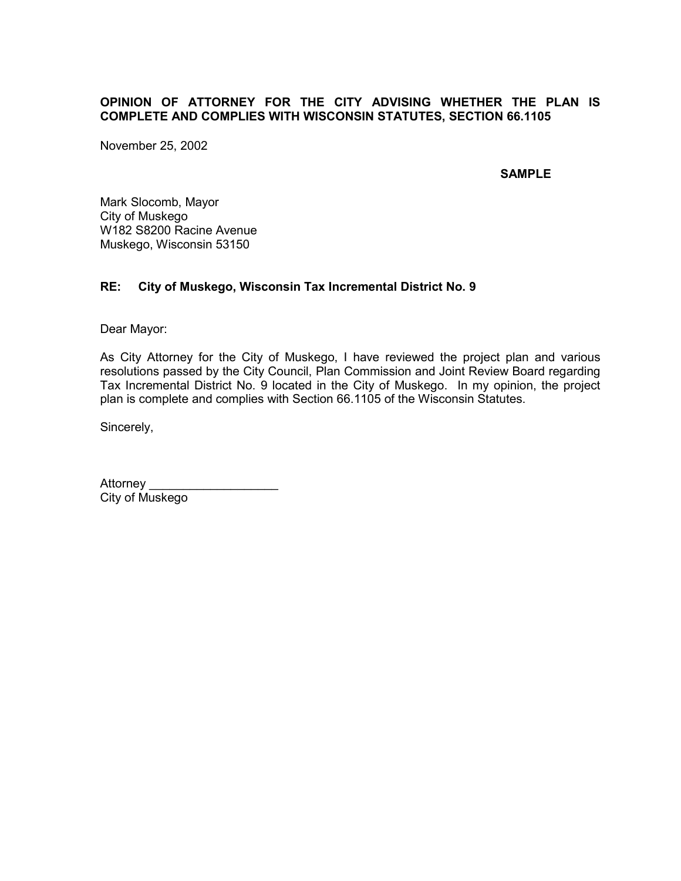**OPINION OF ATTORNEY FOR THE CITY ADVISING WHETHER THE PLAN IS COMPLETE AND COMPLIES WITH WISCONSIN STATUTES, SECTION 66.1105**

November 25, 2002

**SAMPLE**

Mark Slocomb, Mayor
City of Muskego
W182 S8200 Racine Avenue
Muskego, Wisconsin 53150

**RE: City of Muskego, Wisconsin Tax Incremental District No. 9**

Dear Mayor:

As City Attorney for the City of Muskego, I have reviewed the project plan and various resolutions passed by the City Council, Plan Commission and Joint Review Board regarding Tax Incremental District No. 9 located in the City of Muskego. In my opinion, the project plan is complete and complies with Section 66.1105 of the Wisconsin Statutes.

Sincerely,

Attorney ___________________
City of Muskego